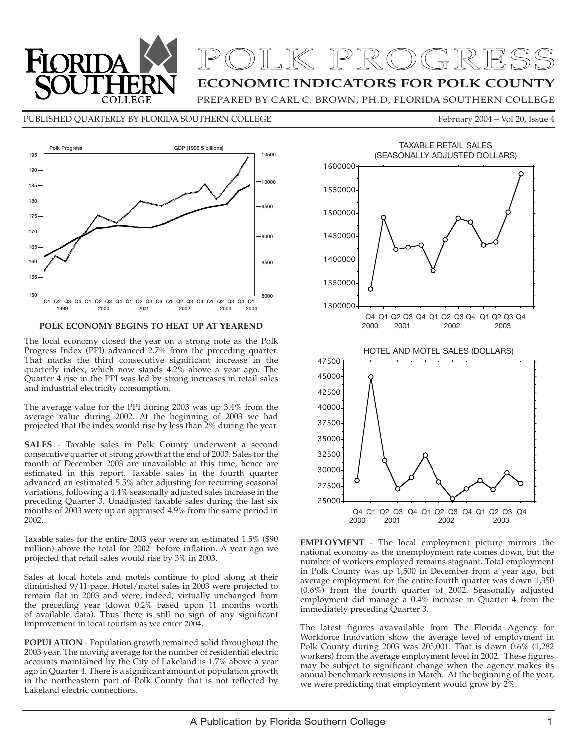# POLK PROGRESS

## ECONOMIC INDICATORS FOR POLK COUNTY

PREPARED BY CARL C. BROWN, PH.D, FLORIDA SOUTHERN COLLEGE

PUBLISHED QUARTERLY BY FLORIDA SOUTHERN COLLEGE

February 2004 – Vol 20, Issue 4

**POLK ECONOMY BEGINS TO HEAT UP AT YEAREND**

The local economy closed the year on a strong note as the Polk Progress Index (PPI) advanced 2.7% from the preceding quarter. That marks the third consecutive significant increase in the quarterly index, which now stands 4.2% above a year ago. The Quarter 4 rise in the PPI was led by strong increases in retail sales and industrial electricity consumption.

The average value for the PPI during 2003 was up 3.4% from the average value during 2002. At the beginning of 2003 we had projected that the index would rise by less than 2% during the year.

**SALES** - Taxable sales in Polk County underwent a second consecutive quarter of strong growth at the end of 2003. Sales for the month of December 2003 are unavailable at this time, hence are estimated in this report. Taxable sales in the fourth quarter advanced an estimated 5.5% after adjusting for recurring seasonal variations, following a 4.4% seasonally adjusted sales increase in the preceding Quarter 3. Unadjusted taxable sales during the last six months of 2003 were up an appraised 4.9% from the same period in 2002.

Taxable sales for the entire 2003 year were an estimated 1.5% ($90 million) above the total for 2002 before inflation. A year ago we projected that retail sales would rise by 3% in 2003.

Sales at local hotels and motels continue to plod along at their diminished 9/11 pace. Hotel/motel sales in 2003 were projected to remain flat in 2003 and were, indeed, virtually unchanged from the preceding year (down 0.2% based upon 11 months worth of available data). Thus there is still no sign of any significant improvement in local tourism as we enter 2004.

**POPULATION** - Population growth remained solid throughout the 2003 year. The moving average for the number of residential electric accounts maintained by the City of Lakeland is 1.7% above a year ago in Quarter 4. There is a significant amount of population growth in the northeastern part of Polk County that is not reflected by Lakeland electric connections.

**EMPLOYMENT** - The local employment picture mirrors the national economy as the unemployment rate comes down, but the number of workers employed remains stagnant. Total employment in Polk County was up 1,500 in December from a year ago, but average employment for the entire fourth quarter was down 1,350 (0.6%) from the fourth quarter of 2002. Seasonally adjusted employment did manage a 0.4% increase in Quarter 4 from the immediately preceding Quarter 3.

The latest figures avavailable from The Florida Agency for Workforce Innovation show the average level of employment in Polk County during 2003 was 205,001. That is down 0.6% (1,282 workers) from the average employment level in 2002. These figures may be subject to significant change when the agency makes its annual benchmark revisions in March. At the beginning of the year, we were predicting that employment would grow by 2%.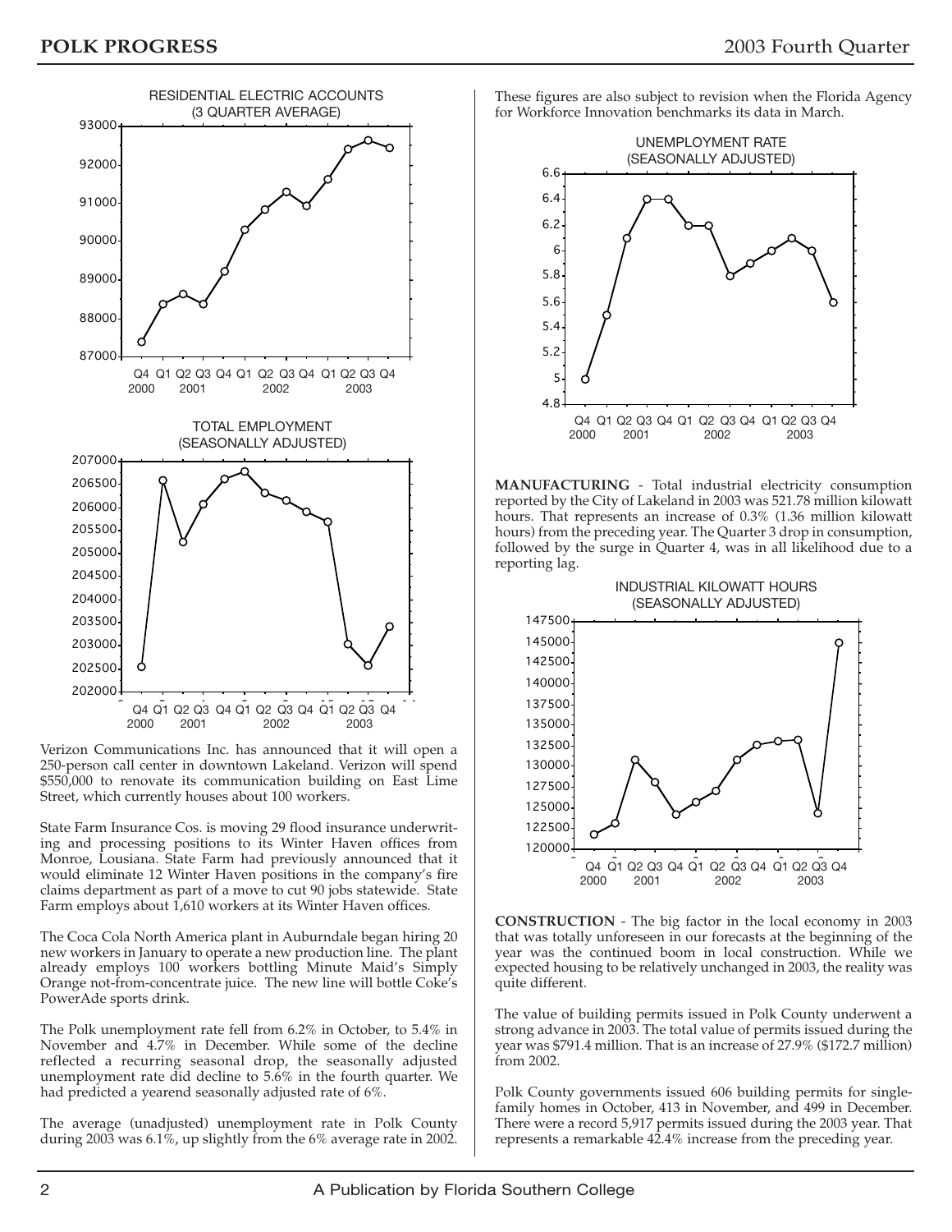RESIDENTIAL ELECTRIC ACCOUNTS
(3 QUARTER AVERAGE)

TOTAL EMPLOYMENT
(SEASONALLY ADJUSTED)

Verizon Communications Inc. has announced that it will open a 250-person call center in downtown Lakeland. Verizon will spend $550,000 to renovate its communication building on East Lime Street, which currently houses about 100 workers.

State Farm Insurance Cos. is moving 29 flood insurance underwriting and processing positions to its Winter Haven offices from Monroe, Lousiana. State Farm had previously announced that it would eliminate 12 Winter Haven positions in the company's fire claims department as part of a move to cut 90 jobs statewide. State Farm employs about 1,610 workers at its Winter Haven offices.

The Coca Cola North America plant in Auburndale began hiring 20 new workers in January to operate a new production line. The plant already employs 100 workers bottling Minute Maid's Simply Orange not-from-concentrate juice. The new line will bottle Coke's PowerAde sports drink.

The Polk unemployment rate fell from 6.2% in October, to 5.4% in November and 4.7% in December. While some of the decline reflected a recurring seasonal drop, the seasonally adjusted unemployment rate did decline to 5.6% in the fourth quarter. We had predicted a yearend seasonally adjusted rate of 6%.

The average (unadjusted) unemployment rate in Polk County during 2003 was 6.1%, up slightly from the 6% average rate in 2002. These figures are also subject to revision when the Florida Agency for Workforce Innovation benchmarks its data in March.

UNEMPLOYMENT RATE
(SEASONALLY ADJUSTED)

**MANUFACTURING** - Total industrial electricity consumption reported by the City of Lakeland in 2003 was 521.78 million kilowatt hours. That represents an increase of 0.3% (1.36 million kilowatt hours) from the preceding year. The Quarter 3 drop in consumption, followed by the surge in Quarter 4, was in all likelihood due to a reporting lag.

INDUSTRIAL KILOWATT HOURS
(SEASONALLY ADJUSTED)

**CONSTRUCTION** - The big factor in the local economy in 2003 that was totally unforeseen in our forecasts at the beginning of the year was the continued boom in local construction. While we expected housing to be relatively unchanged in 2003, the reality was quite different.

The value of building permits issued in Polk County underwent a strong advance in 2003. The total value of permits issued during the year was $791.4 million. That is an increase of 27.9% ($172.7 million) from 2002.

Polk County governments issued 606 building permits for single-family homes in October, 413 in November, and 499 in December. There were a record 5,917 permits issued during the 2003 year. That represents a remarkable 42.4% increase from the preceding year.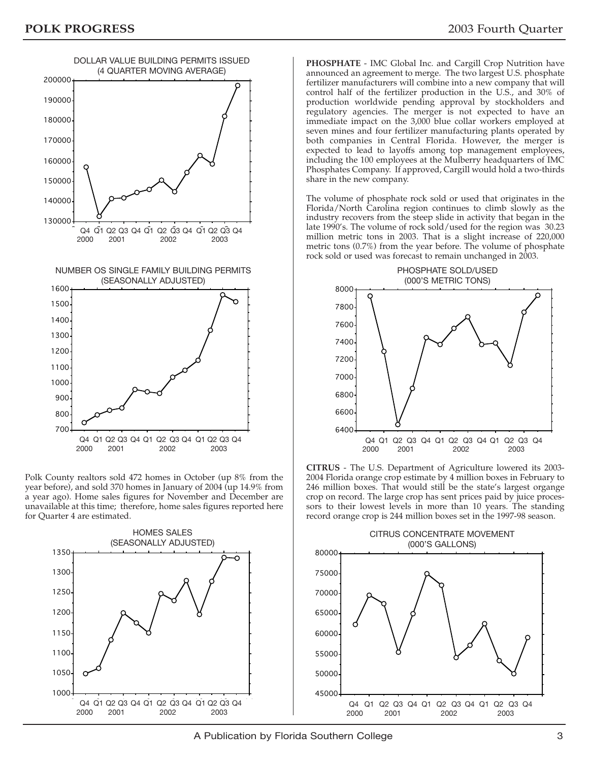DOLLAR VALUE BUILDING PERMITS ISSUED (4 QUARTER MOVING AVERAGE)

NUMBER OS SINGLE FAMILY BUILDING PERMITS (SEASONALLY ADJUSTED)

Polk County realtors sold 472 homes in October (up 8% from the year before), and sold 370 homes in January of 2004 (up 14.9% from a year ago). Home sales figures for November and December are unavailable at this time; therefore, home sales figures reported here for Quarter 4 are estimated.

HOMES SALES (SEASONALLY ADJUSTED)

**PHOSPHATE** - IMC Global Inc. and Cargill Crop Nutrition have announced an agreement to merge. The two largest U.S. phosphate fertilizer manufacturers will combine into a new company that will control half of the fertilizer production in the U.S., and 30% of production worldwide pending approval by stockholders and regulatory agencies. The merger is not expected to have an immediate impact on the 3,000 blue collar workers employed at seven mines and four fertilizer manufacturing plants operated by both companies in Central Florida. However, the merger is expected to lead to layoffs among top management employees, including the 100 employees at the Mulberry headquarters of IMC Phosphates Company. If approved, Cargill would hold a two-thirds share in the new company.

The volume of phosphate rock sold or used that originates in the Florida/North Carolina region continues to climb slowly as the industry recovers from the steep slide in activity that began in the late 1990's. The volume of rock sold/used for the region was 30.23 million metric tons in 2003. That is a slight increase of 220,000 metric tons (0.7%) from the year before. The volume of phosphate rock sold or used was forecast to remain unchanged in 2003.

PHOSPHATE SOLD/USED (000'S METRIC TONS)

**CITRUS** - The U.S. Department of Agriculture lowered its 2003-2004 Florida orange crop estimate by 4 million boxes in February to 246 million boxes. That would still be the state's largest organge crop on record. The large crop has sent prices paid by juice processors to their lowest levels in more than 10 years. The standing record orange crop is 244 million boxes set in the 1997-98 season.

CITRUS CONCENTRATE MOVEMENT (000'S GALLONS)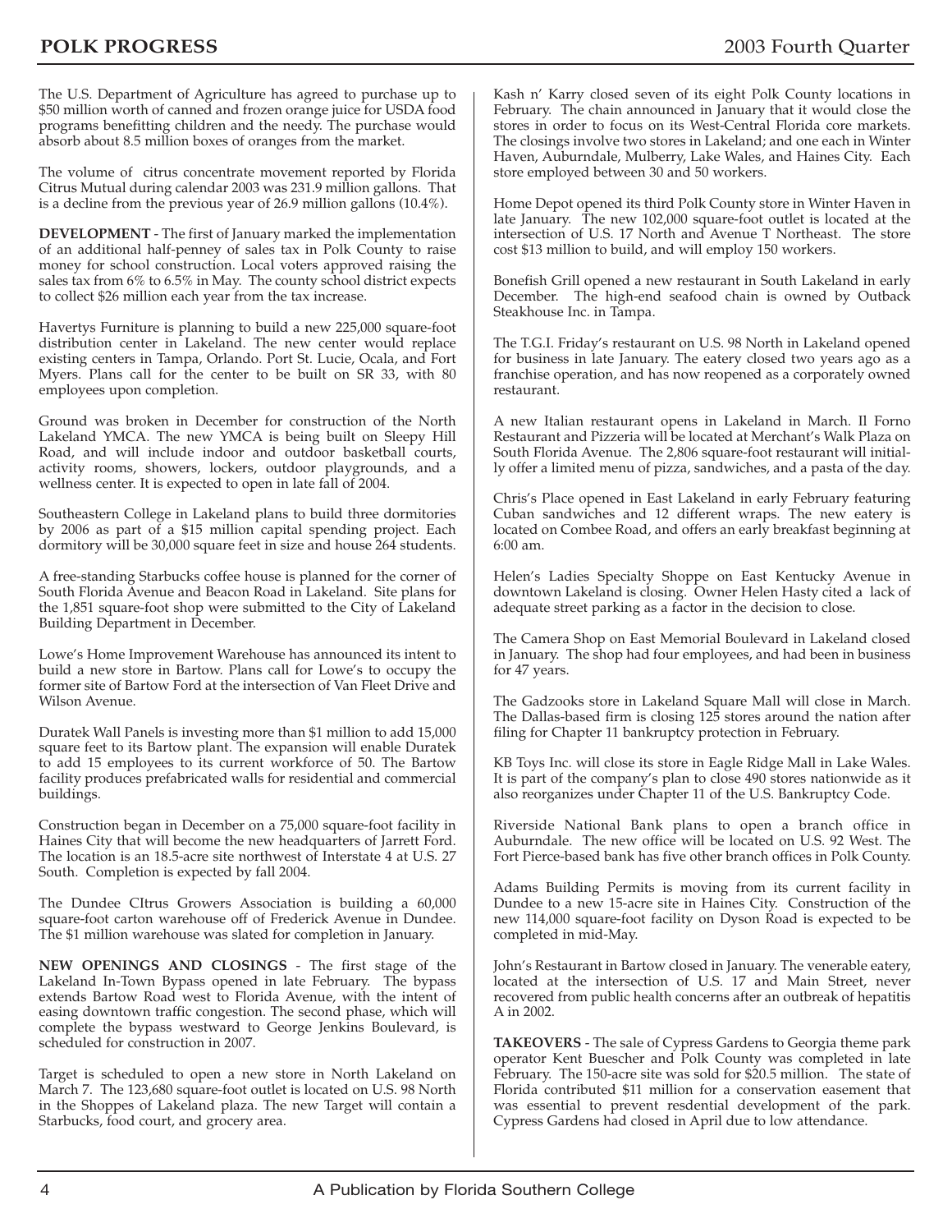The U.S. Department of Agriculture has agreed to purchase up to $50 million worth of canned and frozen orange juice for USDA food programs benefitting children and the needy. The purchase would absorb about 8.5 million boxes of oranges from the market.

The volume of citrus concentrate movement reported by Florida Citrus Mutual during calendar 2003 was 231.9 million gallons. That is a decline from the previous year of 26.9 million gallons (10.4%).

**DEVELOPMENT** - The first of January marked the implementation of an additional half-penney of sales tax in Polk County to raise money for school construction. Local voters approved raising the sales tax from 6% to 6.5% in May. The county school district expects to collect $26 million each year from the tax increase.

Havertys Furniture is planning to build a new 225,000 square-foot distribution center in Lakeland. The new center would replace existing centers in Tampa, Orlando. Port St. Lucie, Ocala, and Fort Myers. Plans call for the center to be built on SR 33, with 80 employees upon completion.

Ground was broken in December for construction of the North Lakeland YMCA. The new YMCA is being built on Sleepy Hill Road, and will include indoor and outdoor basketball courts, activity rooms, showers, lockers, outdoor playgrounds, and a wellness center. It is expected to open in late fall of 2004.

Southeastern College in Lakeland plans to build three dormitories by 2006 as part of a $15 million capital spending project. Each dormitory will be 30,000 square feet in size and house 264 students.

A free-standing Starbucks coffee house is planned for the corner of South Florida Avenue and Beacon Road in Lakeland. Site plans for the 1,851 square-foot shop were submitted to the City of Lakeland Building Department in December.

Lowe's Home Improvement Warehouse has announced its intent to build a new store in Bartow. Plans call for Lowe's to occupy the former site of Bartow Ford at the intersection of Van Fleet Drive and Wilson Avenue.

Duratek Wall Panels is investing more than $1 million to add 15,000 square feet to its Bartow plant. The expansion will enable Duratek to add 15 employees to its current workforce of 50. The Bartow facility produces prefabricated walls for residential and commercial buildings.

Construction began in December on a 75,000 square-foot facility in Haines City that will become the new headquarters of Jarrett Ford. The location is an 18.5-acre site northwest of Interstate 4 at U.S. 27 South. Completion is expected by fall 2004.

The Dundee CItrus Growers Association is building a 60,000 square-foot carton warehouse off of Frederick Avenue in Dundee. The $1 million warehouse was slated for completion in January.

**NEW OPENINGS AND CLOSINGS** - The first stage of the Lakeland In-Town Bypass opened in late February. The bypass extends Bartow Road west to Florida Avenue, with the intent of easing downtown traffic congestion. The second phase, which will complete the bypass westward to George Jenkins Boulevard, is scheduled for construction in 2007.

Target is scheduled to open a new store in North Lakeland on March 7. The 123,680 square-foot outlet is located on U.S. 98 North in the Shoppes of Lakeland plaza. The new Target will contain a Starbucks, food court, and grocery area.

Kash n' Karry closed seven of its eight Polk County locations in February. The chain announced in January that it would close the stores in order to focus on its West-Central Florida core markets. The closings involve two stores in Lakeland; and one each in Winter Haven, Auburndale, Mulberry, Lake Wales, and Haines City. Each store employed between 30 and 50 workers.

Home Depot opened its third Polk County store in Winter Haven in late January. The new 102,000 square-foot outlet is located at the intersection of U.S. 17 North and Avenue T Northeast. The store cost $13 million to build, and will employ 150 workers.

Bonefish Grill opened a new restaurant in South Lakeland in early December. The high-end seafood chain is owned by Outback Steakhouse Inc. in Tampa.

The T.G.I. Friday's restaurant on U.S. 98 North in Lakeland opened for business in late January. The eatery closed two years ago as a franchise operation, and has now reopened as a corporately owned restaurant.

A new Italian restaurant opens in Lakeland in March. Il Forno Restaurant and Pizzeria will be located at Merchant's Walk Plaza on South Florida Avenue. The 2,806 square-foot restaurant will initially offer a limited menu of pizza, sandwiches, and a pasta of the day.

Chris's Place opened in East Lakeland in early February featuring Cuban sandwiches and 12 different wraps. The new eatery is located on Combee Road, and offers an early breakfast beginning at 6:00 am.

Helen's Ladies Specialty Shoppe on East Kentucky Avenue in downtown Lakeland is closing. Owner Helen Hasty cited a lack of adequate street parking as a factor in the decision to close.

The Camera Shop on East Memorial Boulevard in Lakeland closed in January. The shop had four employees, and had been in business for 47 years.

The Gadzooks store in Lakeland Square Mall will close in March. The Dallas-based firm is closing 125 stores around the nation after filing for Chapter 11 bankruptcy protection in February.

KB Toys Inc. will close its store in Eagle Ridge Mall in Lake Wales. It is part of the company's plan to close 490 stores nationwide as it also reorganizes under Chapter 11 of the U.S. Bankruptcy Code.

Riverside National Bank plans to open a branch office in Auburndale. The new office will be located on U.S. 92 West. The Fort Pierce-based bank has five other branch offices in Polk County.

Adams Building Permits is moving from its current facility in Dundee to a new 15-acre site in Haines City. Construction of the new 114,000 square-foot facility on Dyson Road is expected to be completed in mid-May.

John's Restaurant in Bartow closed in January. The venerable eatery, located at the intersection of U.S. 17 and Main Street, never recovered from public health concerns after an outbreak of hepatitis A in 2002.

**TAKEOVERS** - The sale of Cypress Gardens to Georgia theme park operator Kent Buescher and Polk County was completed in late February. The 150-acre site was sold for $20.5 million. The state of Florida contributed $11 million for a conservation easement that was essential to prevent resdential development of the park. Cypress Gardens had closed in April due to low attendance.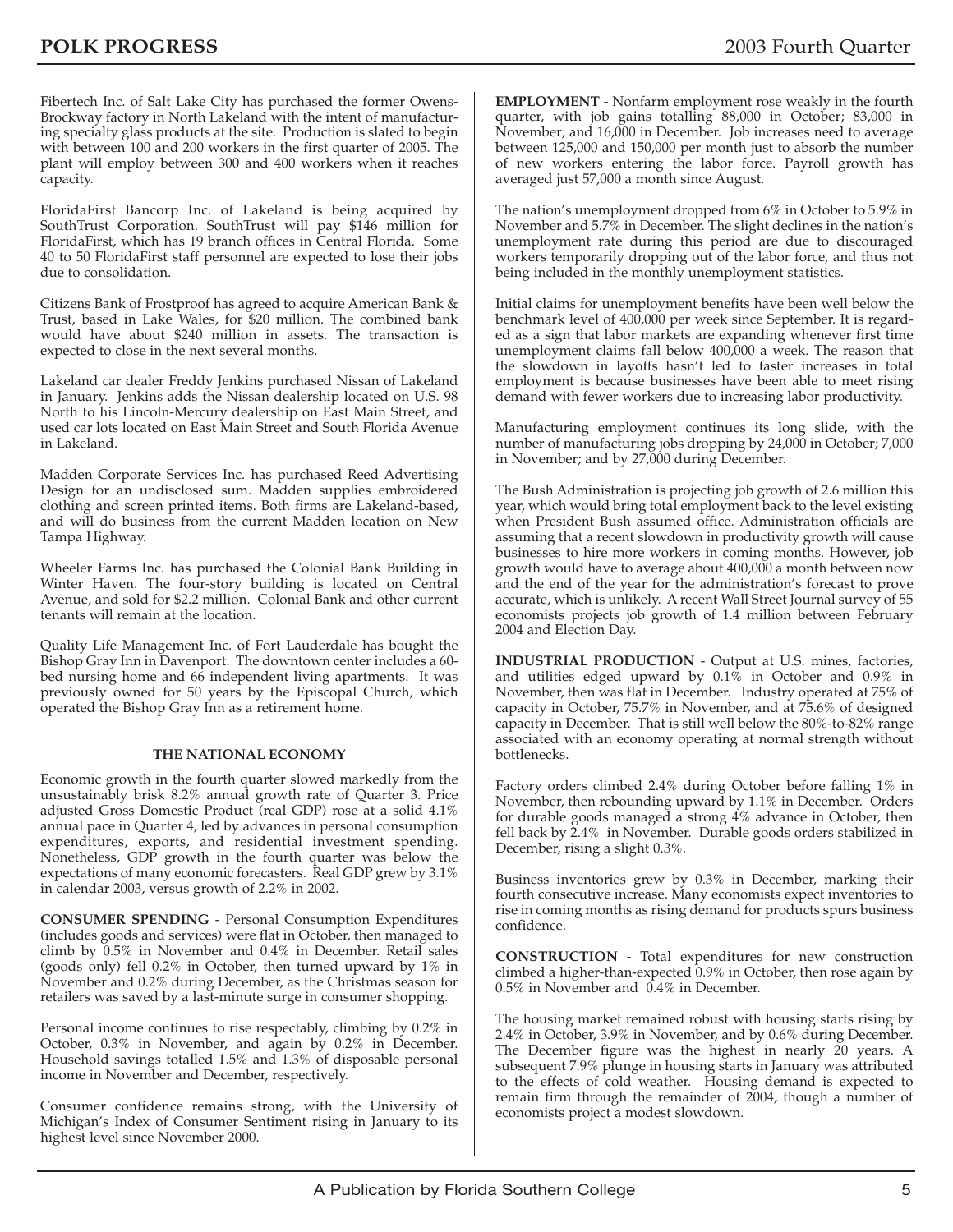Fibertech Inc. of Salt Lake City has purchased the former Owens-Brockway factory in North Lakeland with the intent of manufacturing specialty glass products at the site. Production is slated to begin with between 100 and 200 workers in the first quarter of 2005. The plant will employ between 300 and 400 workers when it reaches capacity.

FloridaFirst Bancorp Inc. of Lakeland is being acquired by SouthTrust Corporation. SouthTrust will pay $146 million for FloridaFirst, which has 19 branch offices in Central Florida. Some 40 to 50 FloridaFirst staff personnel are expected to lose their jobs due to consolidation.

Citizens Bank of Frostproof has agreed to acquire American Bank & Trust, based in Lake Wales, for $20 million. The combined bank would have about $240 million in assets. The transaction is expected to close in the next several months.

Lakeland car dealer Freddy Jenkins purchased Nissan of Lakeland in January. Jenkins adds the Nissan dealership located on U.S. 98 North to his Lincoln-Mercury dealership on East Main Street, and used car lots located on East Main Street and South Florida Avenue in Lakeland.

Madden Corporate Services Inc. has purchased Reed Advertising Design for an undisclosed sum. Madden supplies embroidered clothing and screen printed items. Both firms are Lakeland-based, and will do business from the current Madden location on New Tampa Highway.

Wheeler Farms Inc. has purchased the Colonial Bank Building in Winter Haven. The four-story building is located on Central Avenue, and sold for $2.2 million. Colonial Bank and other current tenants will remain at the location.

Quality Life Management Inc. of Fort Lauderdale has bought the Bishop Gray Inn in Davenport. The downtown center includes a 60-bed nursing home and 66 independent living apartments. It was previously owned for 50 years by the Episcopal Church, which operated the Bishop Gray Inn as a retirement home.

## THE NATIONAL ECONOMY

Economic growth in the fourth quarter slowed markedly from the unsustainably brisk 8.2% annual growth rate of Quarter 3. Price adjusted Gross Domestic Product (real GDP) rose at a solid 4.1% annual pace in Quarter 4, led by advances in personal consumption expenditures, exports, and residential investment spending. Nonetheless, GDP growth in the fourth quarter was below the expectations of many economic forecasters. Real GDP grew by 3.1% in calendar 2003, versus growth of 2.2% in 2002.

**CONSUMER SPENDING** - Personal Consumption Expenditures (includes goods and services) were flat in October, then managed to climb by 0.5% in November and 0.4% in December. Retail sales (goods only) fell 0.2% in October, then turned upward by 1% in November and 0.2% during December, as the Christmas season for retailers was saved by a last-minute surge in consumer shopping.

Personal income continues to rise respectably, climbing by 0.2% in October, 0.3% in November, and again by 0.2% in December. Household savings totalled 1.5% and 1.3% of disposable personal income in November and December, respectively.

Consumer confidence remains strong, with the University of Michigan's Index of Consumer Sentiment rising in January to its highest level since November 2000.

**EMPLOYMENT** - Nonfarm employment rose weakly in the fourth quarter, with job gains totalling 88,000 in October; 83,000 in November; and 16,000 in December. Job increases need to average between 125,000 and 150,000 per month just to absorb the number of new workers entering the labor force. Payroll growth has averaged just 57,000 a month since August.

The nation's unemployment dropped from 6% in October to 5.9% in November and 5.7% in December. The slight declines in the nation's unemployment rate during this period are due to discouraged workers temporarily dropping out of the labor force, and thus not being included in the monthly unemployment statistics.

Initial claims for unemployment benefits have been well below the benchmark level of 400,000 per week since September. It is regarded as a sign that labor markets are expanding whenever first time unemployment claims fall below 400,000 a week. The reason that the slowdown in layoffs hasn't led to faster increases in total employment is because businesses have been able to meet rising demand with fewer workers due to increasing labor productivity.

Manufacturing employment continues its long slide, with the number of manufacturing jobs dropping by 24,000 in October; 7,000 in November; and by 27,000 during December.

The Bush Administration is projecting job growth of 2.6 million this year, which would bring total employment back to the level existing when President Bush assumed office. Administration officials are assuming that a recent slowdown in productivity growth will cause businesses to hire more workers in coming months. However, job growth would have to average about 400,000 a month between now and the end of the year for the administration's forecast to prove accurate, which is unlikely. A recent Wall Street Journal survey of 55 economists projects job growth of 1.4 million between February 2004 and Election Day.

**INDUSTRIAL PRODUCTION** - Output at U.S. mines, factories, and utilities edged upward by 0.1% in October and 0.9% in November, then was flat in December. Industry operated at 75% of capacity in October, 75.7% in November, and at 75.6% of designed capacity in December. That is still well below the 80%-to-82% range associated with an economy operating at normal strength without bottlenecks.

Factory orders climbed 2.4% during October before falling 1% in November, then rebounding upward by 1.1% in December. Orders for durable goods managed a strong 4% advance in October, then fell back by 2.4% in November. Durable goods orders stabilized in December, rising a slight 0.3%.

Business inventories grew by 0.3% in December, marking their fourth consecutive increase. Many economists expect inventories to rise in coming months as rising demand for products spurs business confidence.

**CONSTRUCTION** - Total expenditures for new construction climbed a higher-than-expected 0.9% in October, then rose again by 0.5% in November and 0.4% in December.

The housing market remained robust with housing starts rising by 2.4% in October, 3.9% in November, and by 0.6% during December. The December figure was the highest in nearly 20 years. A subsequent 7.9% plunge in housing starts in January was attributed to the effects of cold weather. Housing demand is expected to remain firm through the remainder of 2004, though a number of economists project a modest slowdown.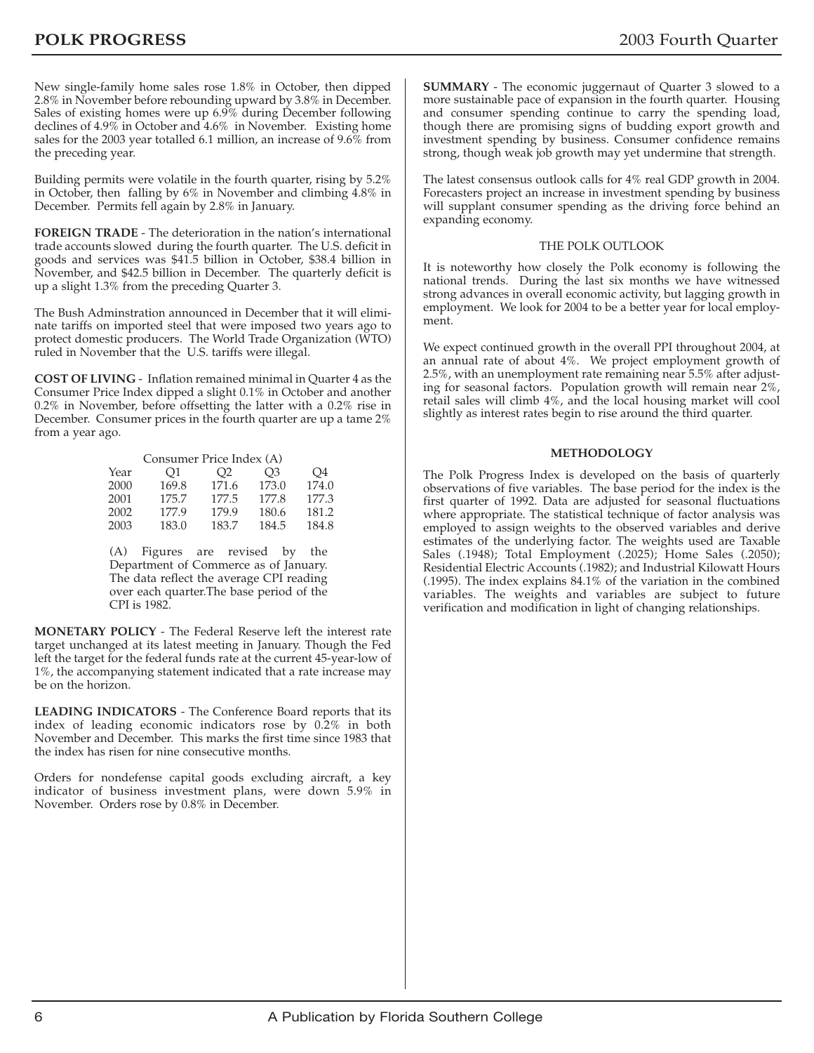New single-family home sales rose 1.8% in October, then dipped 2.8% in November before rebounding upward by 3.8% in December. Sales of existing homes were up 6.9% during December following declines of 4.9% in October and 4.6% in November. Existing home sales for the 2003 year totalled 6.1 million, an increase of 9.6% from the preceding year.

Building permits were volatile in the fourth quarter, rising by 5.2% in October, then falling by 6% in November and climbing 4.8% in December. Permits fell again by 2.8% in January.

**FOREIGN TRADE** - The deterioration in the nation's international trade accounts slowed during the fourth quarter. The U.S. deficit in goods and services was $41.5 billion in October, $38.4 billion in November, and $42.5 billion in December. The quarterly deficit is up a slight 1.3% from the preceding Quarter 3.

The Bush Adminstration announced in December that it will eliminate tariffs on imported steel that were imposed two years ago to protect domestic producers. The World Trade Organization (WTO) ruled in November that the U.S. tariffs were illegal.

**COST OF LIVING** - Inflation remained minimal in Quarter 4 as the Consumer Price Index dipped a slight 0.1% in October and another 0.2% in November, before offsetting the latter with a 0.2% rise in December. Consumer prices in the fourth quarter are up a tame 2% from a year ago.

Consumer Price Index (A)

| Year | Q1 | Q2 | Q3 | Q4 |
|---|---|---|---|---|
| 2000 | 169.8 | 171.6 | 173.0 | 174.0 |
| 2001 | 175.7 | 177.5 | 177.8 | 177.3 |
| 2002 | 177.9 | 179.9 | 180.6 | 181.2 |
| 2003 | 183.0 | 183.7 | 184.5 | 184.8 |

(A) Figures are revised by the Department of Commerce as of January. The data reflect the average CPI reading over each quarter.The base period of the CPI is 1982.

**MONETARY POLICY** - The Federal Reserve left the interest rate target unchanged at its latest meeting in January. Though the Fed left the target for the federal funds rate at the current 45-year-low of 1%, the accompanying statement indicated that a rate increase may be on the horizon.

**LEADING INDICATORS** - The Conference Board reports that its index of leading economic indicators rose by 0.2% in both November and December. This marks the first time since 1983 that the index has risen for nine consecutive months.

Orders for nondefense capital goods excluding aircraft, a key indicator of business investment plans, were down 5.9% in November. Orders rose by 0.8% in December.

**SUMMARY** - The economic juggernaut of Quarter 3 slowed to a more sustainable pace of expansion in the fourth quarter. Housing and consumer spending continue to carry the spending load, though there are promising signs of budding export growth and investment spending by business. Consumer confidence remains strong, though weak job growth may yet undermine that strength.

The latest consensus outlook calls for 4% real GDP growth in 2004. Forecasters project an increase in investment spending by business will supplant consumer spending as the driving force behind an expanding economy.

## THE POLK OUTLOOK

It is noteworthy how closely the Polk economy is following the national trends. During the last six months we have witnessed strong advances in overall economic activity, but lagging growth in employment. We look for 2004 to be a better year for local employment.

We expect continued growth in the overall PPI throughout 2004, at an annual rate of about 4%. We project employment growth of 2.5%, with an unemployment rate remaining near 5.5% after adjusting for seasonal factors. Population growth will remain near 2%, retail sales will climb 4%, and the local housing market will cool slightly as interest rates begin to rise around the third quarter.

## METHODOLOGY

The Polk Progress Index is developed on the basis of quarterly observations of five variables. The base period for the index is the first quarter of 1992. Data are adjusted for seasonal fluctuations where appropriate. The statistical technique of factor analysis was employed to assign weights to the observed variables and derive estimates of the underlying factor. The weights used are Taxable Sales (.1948); Total Employment (.2025); Home Sales (.2050); Residential Electric Accounts (.1982); and Industrial Kilowatt Hours (.1995). The index explains 84.1% of the variation in the combined variables. The weights and variables are subject to future verification and modification in light of changing relationships.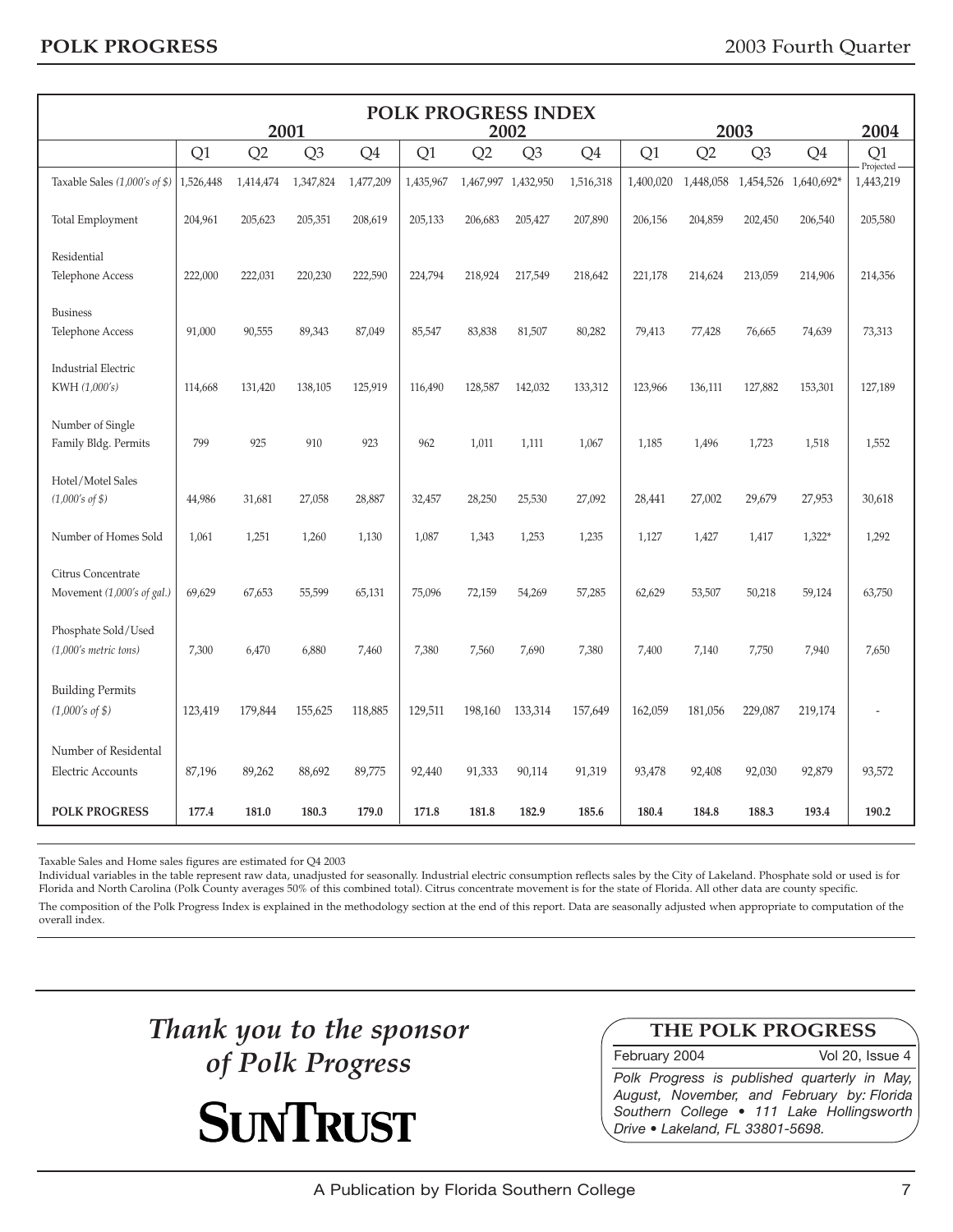## POLK PROGRESS INDEX

| | 2001 | | | | 2002 | | | | 2003 | | | | 2004 |
|---|---|---|---|---|---|---|---|---|---|---|---|---|---|
| | Q1 | Q2 | Q3 | Q4 | Q1 | Q2 | Q3 | Q4 | Q1 | Q2 | Q3 | Q4 | Q1 Projected |
| Taxable Sales *(1,000's of $)* | 1,526,448 | 1,414,474 | 1,347,824 | 1,477,209 | 1,435,967 | 1,467,997 | 1,432,950 | 1,516,318 | 1,400,020 | 1,448,058 | 1,454,526 | 1,640,692* | 1,443,219 |
| Total Employment | 204,961 | 205,623 | 205,351 | 208,619 | 205,133 | 206,683 | 205,427 | 207,890 | 206,156 | 204,859 | 202,450 | 206,540 | 205,580 |
| Residential Telephone Access | 222,000 | 222,031 | 220,230 | 222,590 | 224,794 | 218,924 | 217,549 | 218,642 | 221,178 | 214,624 | 213,059 | 214,906 | 214,356 |
| Business Telephone Access | 91,000 | 90,555 | 89,343 | 87,049 | 85,547 | 83,838 | 81,507 | 80,282 | 79,413 | 77,428 | 76,665 | 74,639 | 73,313 |
| Industrial Electric KWH *(1,000's)* | 114,668 | 131,420 | 138,105 | 125,919 | 116,490 | 128,587 | 142,032 | 133,312 | 123,966 | 136,111 | 127,882 | 153,301 | 127,189 |
| Number of Single Family Bldg. Permits | 799 | 925 | 910 | 923 | 962 | 1,011 | 1,111 | 1,067 | 1,185 | 1,496 | 1,723 | 1,518 | 1,552 |
| Hotel/Motel Sales *(1,000's of $)* | 44,986 | 31,681 | 27,058 | 28,887 | 32,457 | 28,250 | 25,530 | 27,092 | 28,441 | 27,002 | 29,679 | 27,953 | 30,618 |
| Number of Homes Sold | 1,061 | 1,251 | 1,260 | 1,130 | 1,087 | 1,343 | 1,253 | 1,235 | 1,127 | 1,427 | 1,417 | 1,322* | 1,292 |
| Citrus Concentrate Movement *(1,000's of gal.)* | 69,629 | 67,653 | 55,599 | 65,131 | 75,096 | 72,159 | 54,269 | 57,285 | 62,629 | 53,507 | 50,218 | 59,124 | 63,750 |
| Phosphate Sold/Used *(1,000's metric tons)* | 7,300 | 6,470 | 6,880 | 7,460 | 7,380 | 7,560 | 7,690 | 7,380 | 7,400 | 7,140 | 7,750 | 7,940 | 7,650 |
| Building Permits *(1,000's of $)* | 123,419 | 179,844 | 155,625 | 118,885 | 129,511 | 198,160 | 133,314 | 157,649 | 162,059 | 181,056 | 229,087 | 219,174 | - |
| Number of Residental Electric Accounts | 87,196 | 89,262 | 88,692 | 89,775 | 92,440 | 91,333 | 90,114 | 91,319 | 93,478 | 92,408 | 92,030 | 92,879 | 93,572 |
| **POLK PROGRESS** | **177.4** | **181.0** | **180.3** | **179.0** | **171.8** | **181.8** | **182.9** | **185.6** | **180.4** | **184.8** | **188.3** | **193.4** | **190.2** |

Taxable Sales and Home sales figures are estimated for Q4 2003

Individual variables in the table represent raw data, unadjusted for seasonally. Industrial electric consumption reflects sales by the City of Lakeland. Phosphate sold or used is for Florida and North Carolina (Polk County averages 50% of this combined total). Citrus concentrate movement is for the state of Florida. All other data are county specific.

The composition of the Polk Progress Index is explained in the methodology section at the end of this report. Data are seasonally adjusted when appropriate to computation of the overall index.

*Thank you to the sponsor of Polk Progress*

**SUNTRUST**

### THE POLK PROGRESS

February 2004 — Vol 20, Issue 4

*Polk Progress is published quarterly in May, August, November, and February by: Florida Southern College • 111 Lake Hollingsworth Drive • Lakeland, FL 33801-5698.*